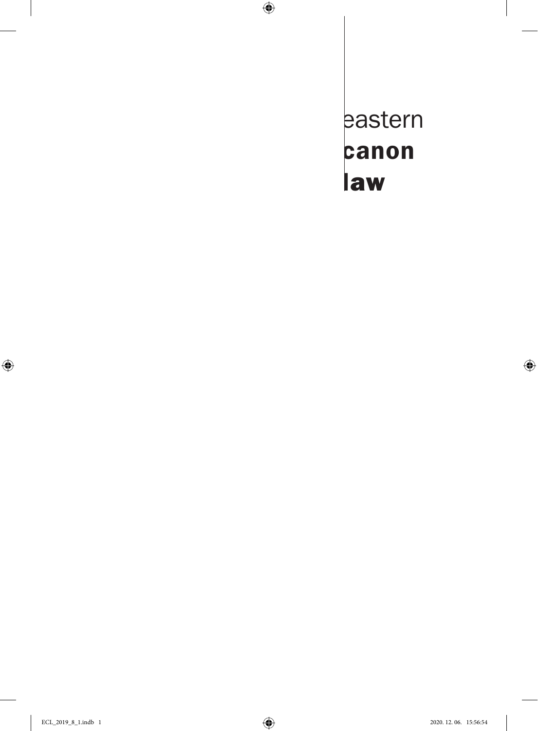eastern

**canon**

**law**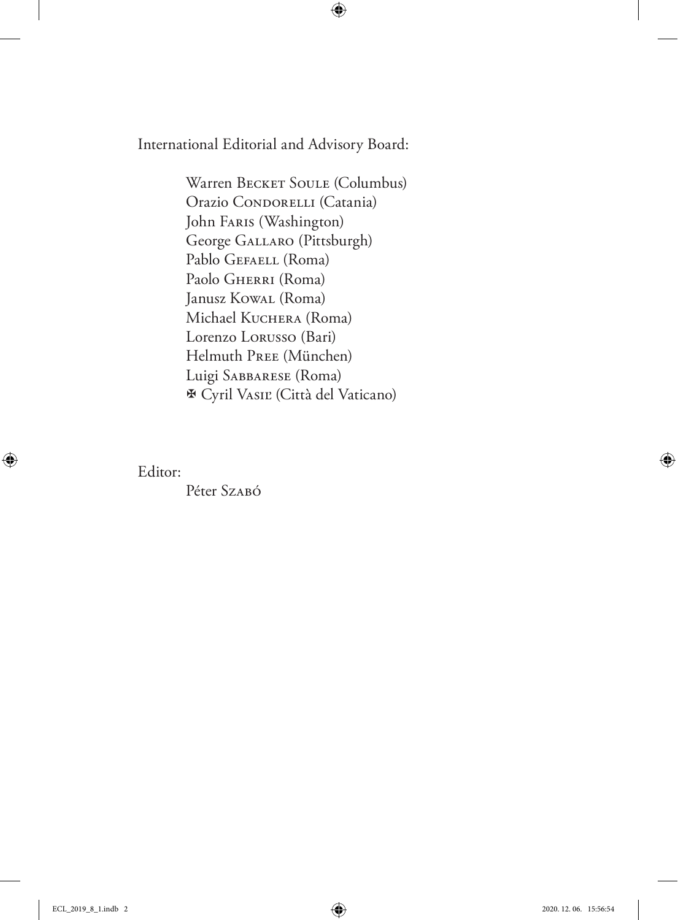International Editorial and Advisory Board:

Warren Becket Soule (Columbus)
Orazio Condorelli (Catania)
John Faris (Washington)
George Gallaro (Pittsburgh)
Pablo Gefaell (Roma)
Paolo Gherri (Roma)
Janusz Kowal (Roma)
Michael Kuchera (Roma)
Lorenzo Lorusso (Bari)
Helmuth Pree (München)
Luigi Sabbarese (Roma)
✠ Cyril Vasiľ (Città del Vaticano)

Editor:

Péter Szabó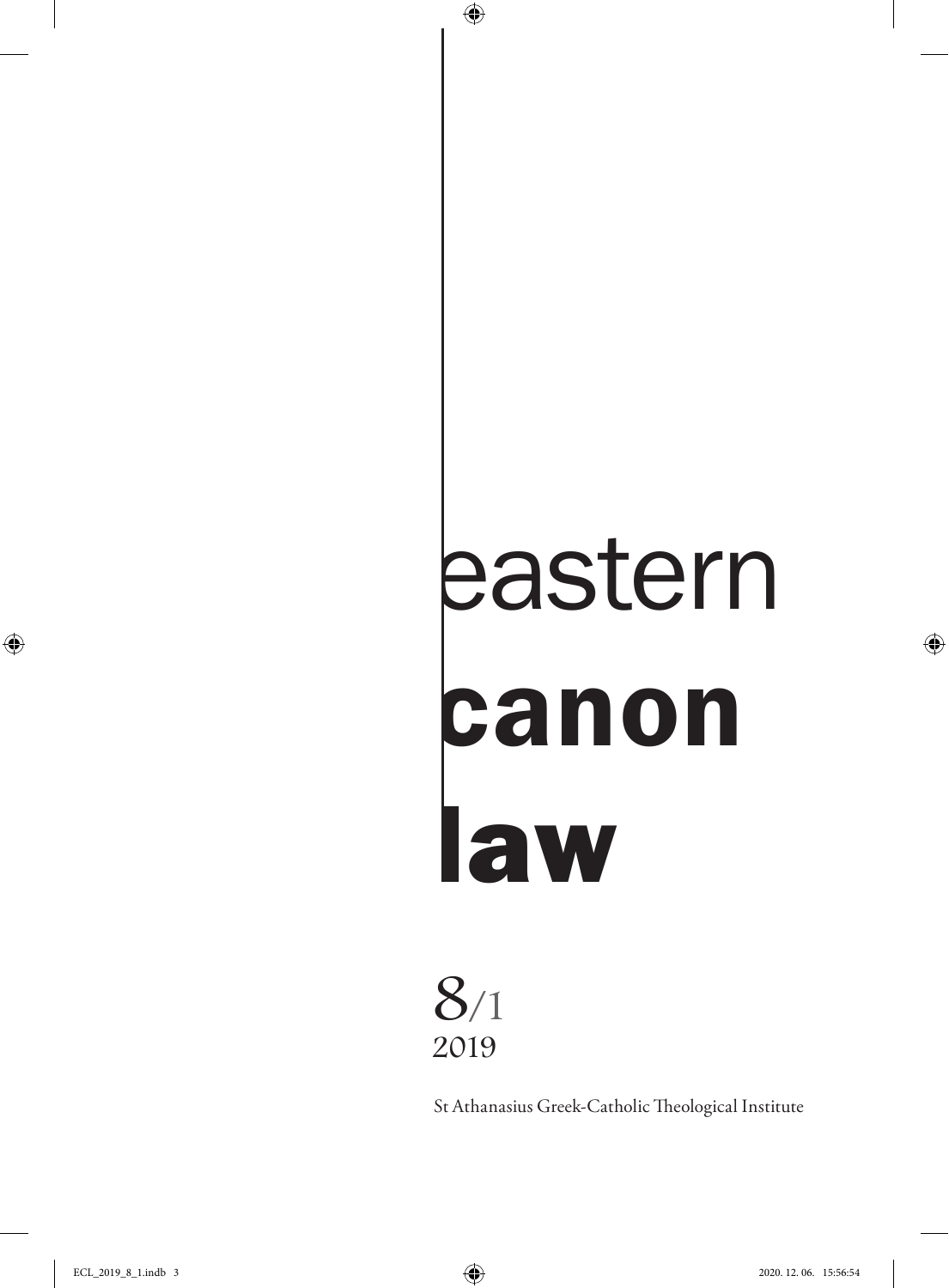# eastern
# **canon**
# **law**

8/1
2019

St Athanasius Greek-Catholic Theological Institute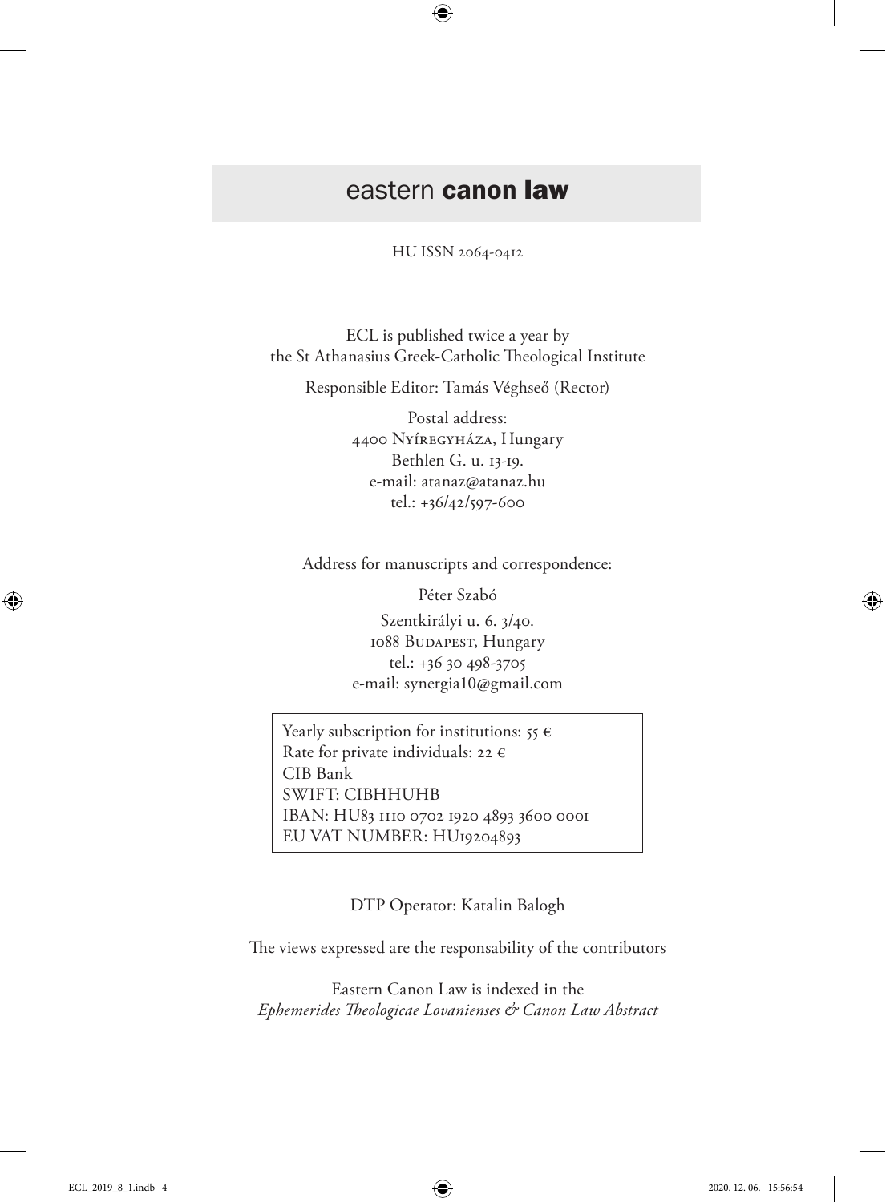# eastern **canon law**

HU ISSN 2064-0412

ECL is published twice a year by
the St Athanasius Greek-Catholic Theological Institute

Responsible Editor: Tamás Véghseő (Rector)

Postal address:
4400 Nyíregyháza, Hungary
Bethlen G. u. 13-19.
e-mail: atanaz@atanaz.hu
tel.: +36/42/597-600

Address for manuscripts and correspondence:

Péter Szabó

Szentkirályi u. 6. 3/40.
1088 Budapest, Hungary
tel.: +36 30 498-3705
e-mail: synergia10@gmail.com

Yearly subscription for institutions: 55 €
Rate for private individuals: 22 €
CIB Bank
SWIFT: CIBHHUHB
IBAN: HU83 1110 0702 1920 4893 3600 0001
EU VAT NUMBER: HU19204893

DTP Operator: Katalin Balogh

The views expressed are the responsability of the contributors

Eastern Canon Law is indexed in the
*Ephemerides Theologicae Lovanienses & Canon Law Abstract*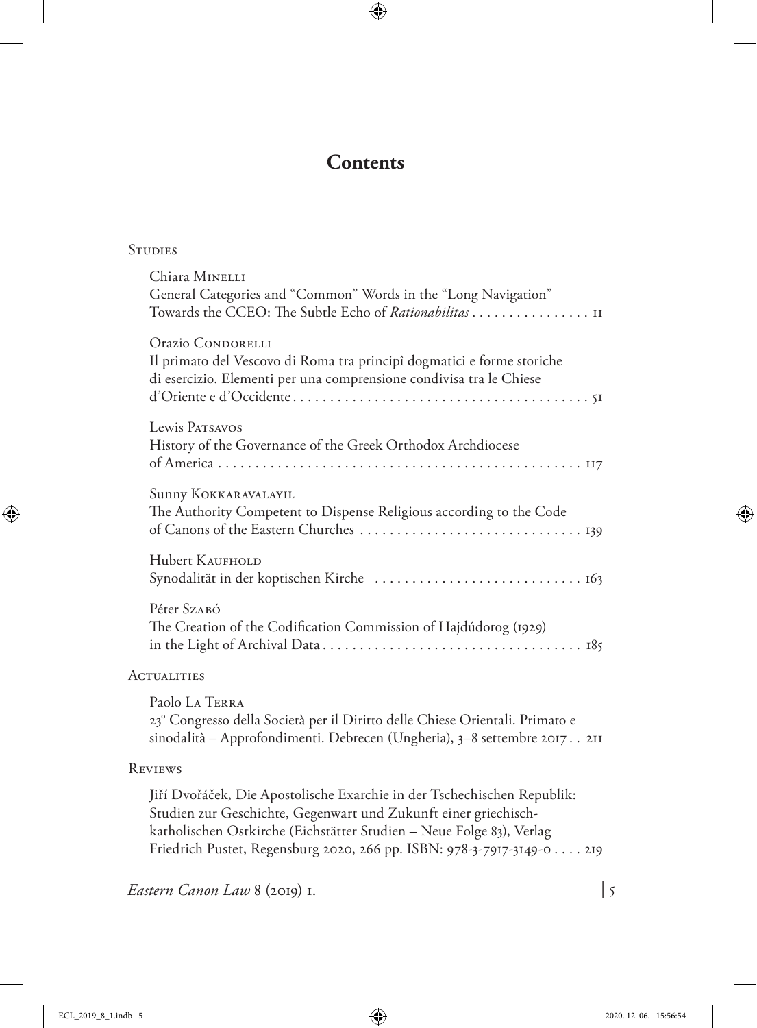# Contents

Studies

Chiara Minelli
General Categories and "Common" Words in the "Long Navigation" Towards the CCEO: The Subtle Echo of *Rationabilitas* . . . . . . . . . . . . . . . . 11

Orazio Condorelli
Il primato del Vescovo di Roma tra principî dogmatici e forme storiche di esercizio. Elementi per una comprensione condivisa tra le Chiese d'Oriente e d'Occidente . . . . . . . . . . . . . . . . . . . . . . . . . . . . . . . . . . . . . . . . 51

Lewis Patsavos
History of the Governance of the Greek Orthodox Archdiocese of America . . . . . . . . . . . . . . . . . . . . . . . . . . . . . . . . . . . . . . . . . . . . . . . . . 117

Sunny Kokkaravalayil
The Authority Competent to Dispense Religious according to the Code of Canons of the Eastern Churches . . . . . . . . . . . . . . . . . . . . . . . . . . . . . . 139

Hubert Kaufhold
Synodalität in der koptischen Kirche . . . . . . . . . . . . . . . . . . . . . . . . . . . . 163

Péter Szabó
The Creation of the Codification Commission of Hajdúdorog (1929) in the Light of Archival Data . . . . . . . . . . . . . . . . . . . . . . . . . . . . . . . . . . . 185

Actualities

Paolo La Terra
23° Congresso della Società per il Diritto delle Chiese Orientali. Primato e sinodalità – Approfondimenti. Debrecen (Ungheria), 3–8 settembre 2017 . . 211

Reviews

Jiří Dvořáček, Die Apostolische Exarchie in der Tschechischen Republik: Studien zur Geschichte, Gegenwart und Zukunft einer griechisch-katholischen Ostkirche (Eichstätter Studien – Neue Folge 83), Verlag Friedrich Pustet, Regensburg 2020, 266 pp. ISBN: 978-3-7917-3149-0 . . . . 219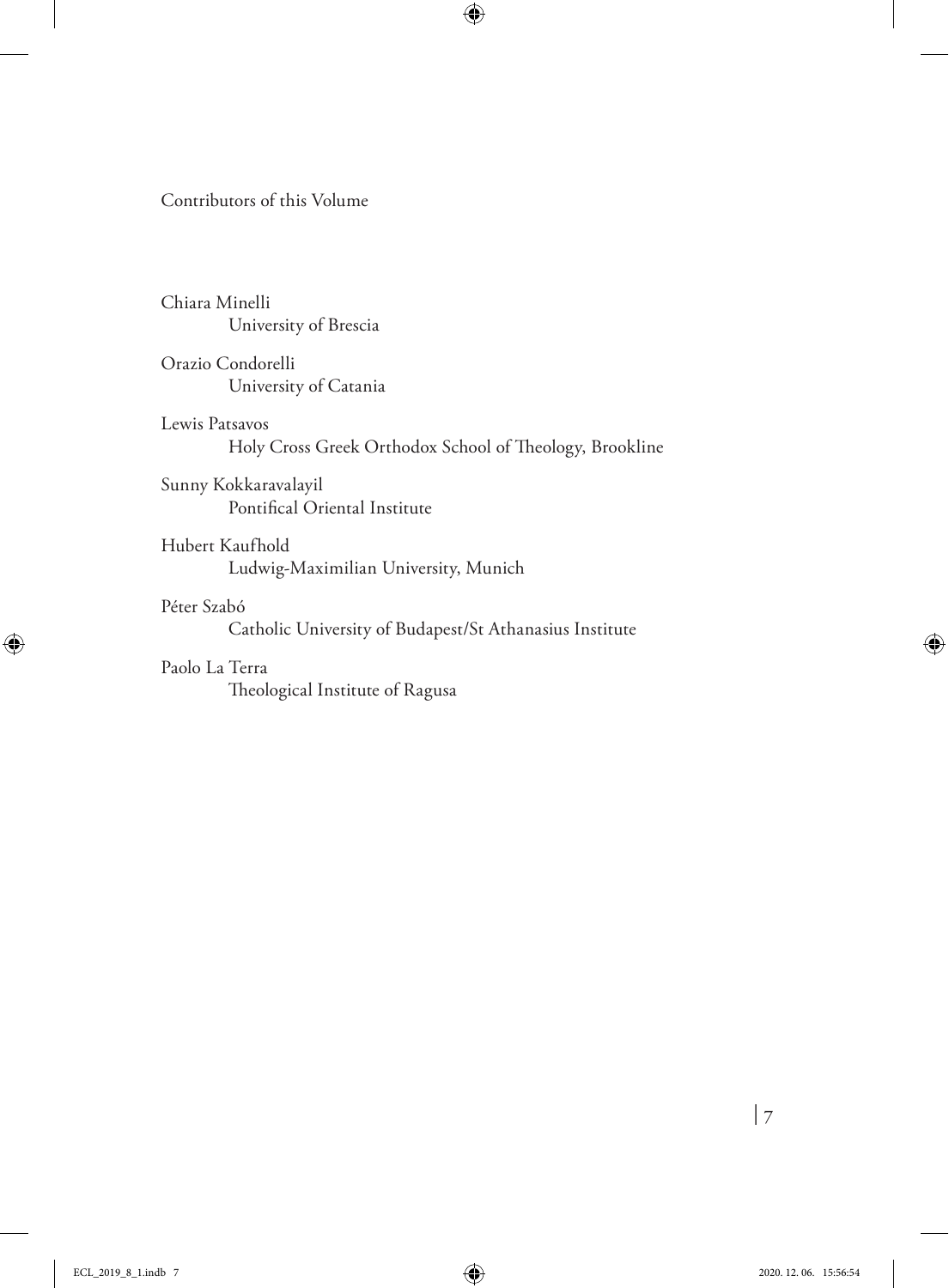# Contributors of this Volume

Chiara Minelli
  University of Brescia

Orazio Condorelli
  University of Catania

Lewis Patsavos
  Holy Cross Greek Orthodox School of Theology, Brookline

Sunny Kokkaravalayil
  Pontifical Oriental Institute

Hubert Kaufhold
  Ludwig-Maximilian University, Munich

Péter Szabó
  Catholic University of Budapest/St Athanasius Institute

Paolo La Terra
  Theological Institute of Ragusa